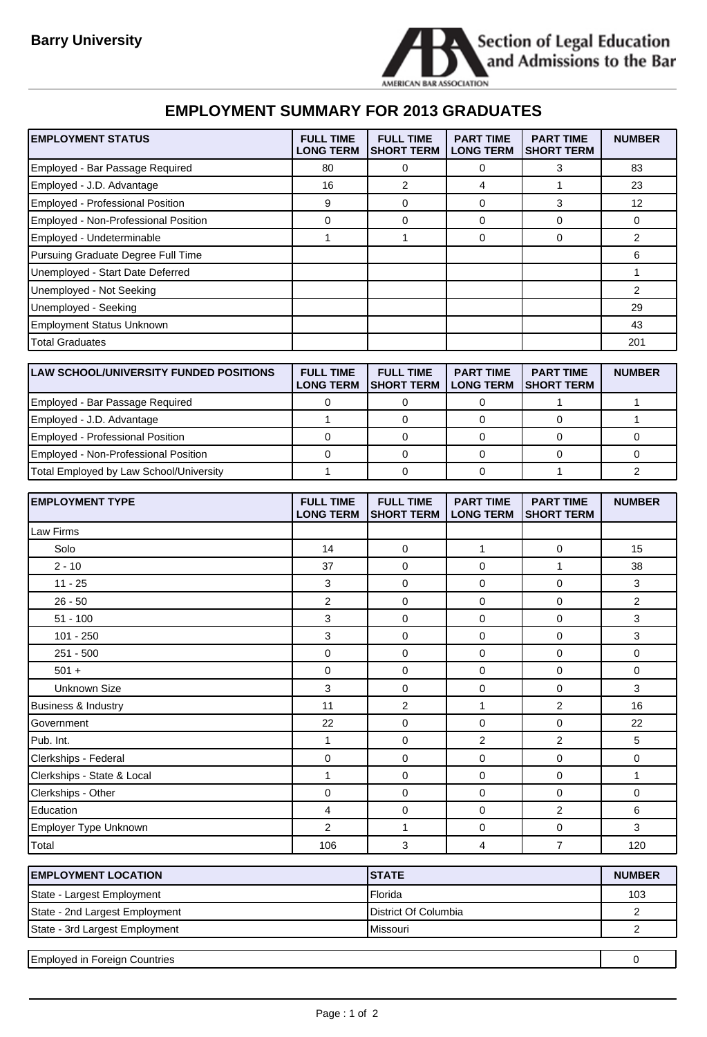**Barry University**

Section of Legal Education and Admissions to the Bar

AMERICAN BAR ASSOCIATION

## EMPLOYMENT SUMMARY FOR 2013 GRADUATES

| EMPLOYMENT STATUS | FULL TIME LONG TERM | FULL TIME SHORT TERM | PART TIME LONG TERM | PART TIME SHORT TERM | NUMBER |
|---|---|---|---|---|---|
| Employed - Bar Passage Required | 80 | 0 | 0 | 3 | 83 |
| Employed - J.D. Advantage | 16 | 2 | 4 | 1 | 23 |
| Employed - Professional Position | 9 | 0 | 0 | 3 | 12 |
| Employed - Non-Professional Position | 0 | 0 | 0 | 0 | 0 |
| Employed - Undeterminable | 1 | 1 | 0 | 0 | 2 |
| Pursuing Graduate Degree Full Time | | | | | 6 |
| Unemployed - Start Date Deferred | | | | | 1 |
| Unemployed - Not Seeking | | | | | 2 |
| Unemployed - Seeking | | | | | 29 |
| Employment Status Unknown | | | | | 43 |
| Total Graduates | | | | | 201 |

| LAW SCHOOL/UNIVERSITY FUNDED POSITIONS | FULL TIME LONG TERM | FULL TIME SHORT TERM | PART TIME LONG TERM | PART TIME SHORT TERM | NUMBER |
|---|---|---|---|---|---|
| Employed - Bar Passage Required | 0 | 0 | 0 | 1 | 1 |
| Employed - J.D. Advantage | 1 | 0 | 0 | 0 | 1 |
| Employed - Professional Position | 0 | 0 | 0 | 0 | 0 |
| Employed - Non-Professional Position | 0 | 0 | 0 | 0 | 0 |
| Total Employed by Law School/University | 1 | 0 | 0 | 1 | 2 |

| EMPLOYMENT TYPE | FULL TIME LONG TERM | FULL TIME SHORT TERM | PART TIME LONG TERM | PART TIME SHORT TERM | NUMBER |
|---|---|---|---|---|---|
| Law Firms | | | | | |
| Solo | 14 | 0 | 1 | 0 | 15 |
| 2 - 10 | 37 | 0 | 0 | 1 | 38 |
| 11 - 25 | 3 | 0 | 0 | 0 | 3 |
| 26 - 50 | 2 | 0 | 0 | 0 | 2 |
| 51 - 100 | 3 | 0 | 0 | 0 | 3 |
| 101 - 250 | 3 | 0 | 0 | 0 | 3 |
| 251 - 500 | 0 | 0 | 0 | 0 | 0 |
| 501 + | 0 | 0 | 0 | 0 | 0 |
| Unknown Size | 3 | 0 | 0 | 0 | 3 |
| Business & Industry | 11 | 2 | 1 | 2 | 16 |
| Government | 22 | 0 | 0 | 0 | 22 |
| Pub. Int. | 1 | 0 | 2 | 2 | 5 |
| Clerkships - Federal | 0 | 0 | 0 | 0 | 0 |
| Clerkships - State & Local | 1 | 0 | 0 | 0 | 1 |
| Clerkships - Other | 0 | 0 | 0 | 0 | 0 |
| Education | 4 | 0 | 0 | 2 | 6 |
| Employer Type Unknown | 2 | 1 | 0 | 0 | 3 |
| Total | 106 | 3 | 4 | 7 | 120 |

| EMPLOYMENT LOCATION | STATE | NUMBER |
|---|---|---|
| State - Largest Employment | Florida | 103 |
| State - 2nd Largest Employment | District Of Columbia | 2 |
| State - 3rd Largest Employment | Missouri | 2 |

| Employed in Foreign Countries | 0 |
|---|---|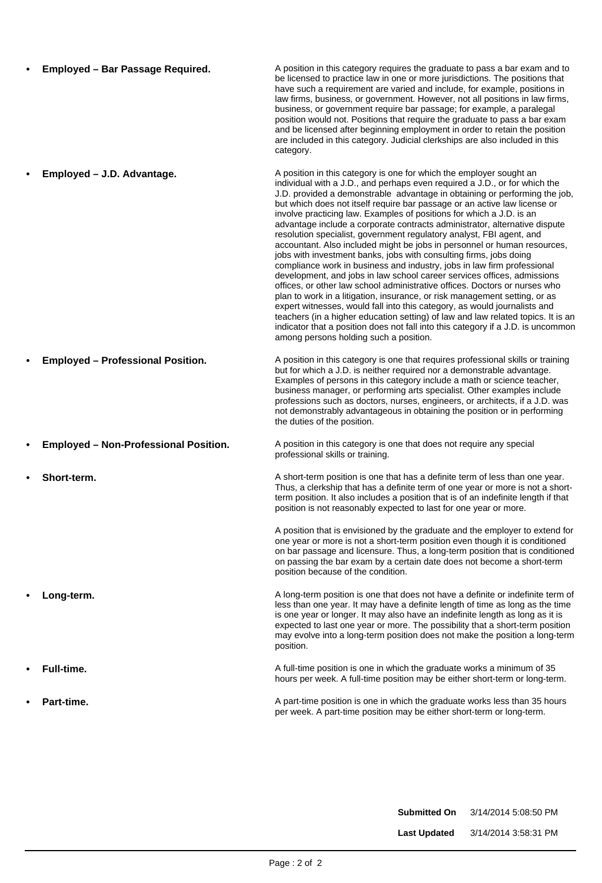- **Employed – Bar Passage Required.** A position in this category requires the graduate to pass a bar exam and to be licensed to practice law in one or more jurisdictions. The positions that have such a requirement are varied and include, for example, positions in law firms, business, or government. However, not all positions in law firms, business, or government require bar passage; for example, a paralegal position would not. Positions that require the graduate to pass a bar exam and be licensed after beginning employment in order to retain the position are included in this category. Judicial clerkships are also included in this category.

- **Employed – J.D. Advantage.** A position in this category is one for which the employer sought an individual with a J.D., and perhaps even required a J.D., or for which the J.D. provided a demonstrable advantage in obtaining or performing the job, but which does not itself require bar passage or an active law license or involve practicing law. Examples of positions for which a J.D. is an advantage include a corporate contracts administrator, alternative dispute resolution specialist, government regulatory analyst, FBI agent, and accountant. Also included might be jobs in personnel or human resources, jobs with investment banks, jobs with consulting firms, jobs doing compliance work in business and industry, jobs in law firm professional development, and jobs in law school career services offices, admissions offices, or other law school administrative offices. Doctors or nurses who plan to work in a litigation, insurance, or risk management setting, or as expert witnesses, would fall into this category, as would journalists and teachers (in a higher education setting) of law and law related topics. It is an indicator that a position does not fall into this category if a J.D. is uncommon among persons holding such a position.

- **Employed – Professional Position.** A position in this category is one that requires professional skills or training but for which a J.D. is neither required nor a demonstrable advantage. Examples of persons in this category include a math or science teacher, business manager, or performing arts specialist. Other examples include professions such as doctors, nurses, engineers, or architects, if a J.D. was not demonstrably advantageous in obtaining the position or in performing the duties of the position.

- **Employed – Non-Professional Position.** A position in this category is one that does not require any special professional skills or training.

- **Short-term.** A short-term position is one that has a definite term of less than one year. Thus, a clerkship that has a definite term of one year or more is not a short-term position. It also includes a position that is of an indefinite length if that position is not reasonably expected to last for one year or more.

  A position that is envisioned by the graduate and the employer to extend for one year or more is not a short-term position even though it is conditioned on bar passage and licensure. Thus, a long-term position that is conditioned on passing the bar exam by a certain date does not become a short-term position because of the condition.

- **Long-term.** A long-term position is one that does not have a definite or indefinite term of less than one year. It may have a definite length of time as long as the time is one year or longer. It may also have an indefinite length as long as it is expected to last one year or more. The possibility that a short-term position may evolve into a long-term position does not make the position a long-term position.

- **Full-time.** A full-time position is one in which the graduate works a minimum of 35 hours per week. A full-time position may be either short-term or long-term.

- **Part-time.** A part-time position is one in which the graduate works less than 35 hours per week. A part-time position may be either short-term or long-term.

**Submitted On** 3/14/2014 5:08:50 PM

**Last Updated** 3/14/2014 3:58:31 PM